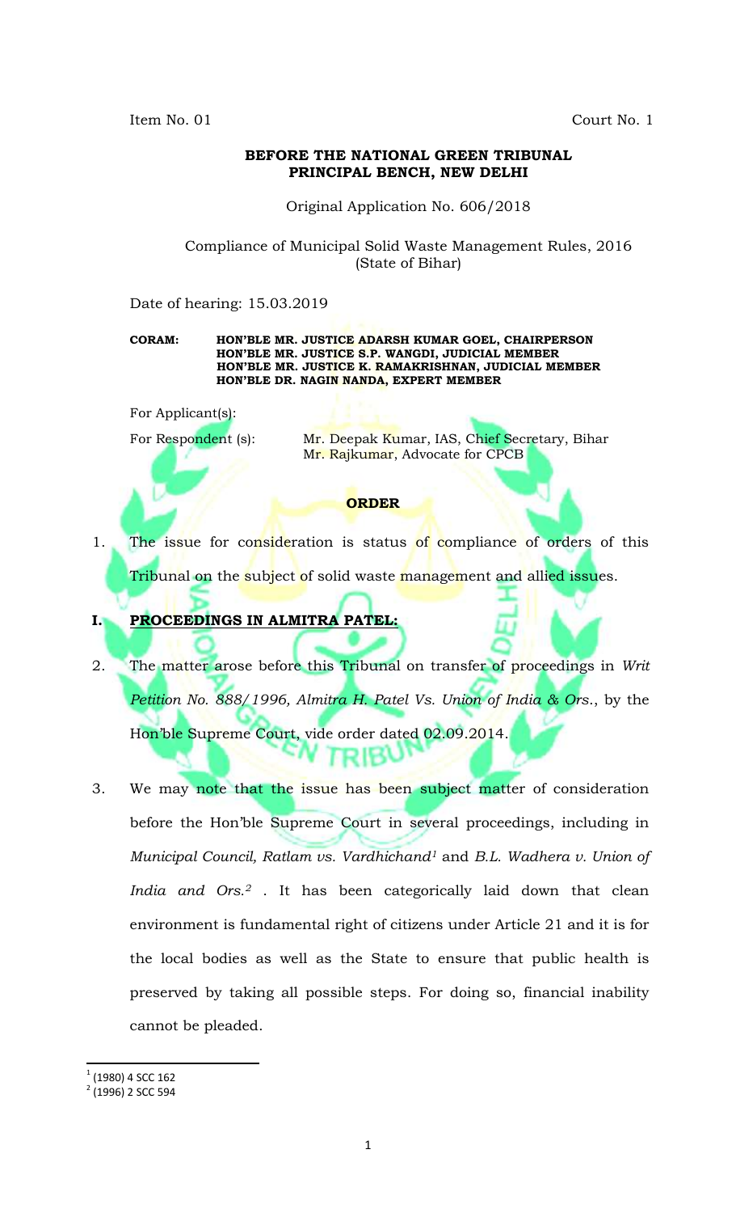Item No. 01 Court No. 1

**BEFORE THE NATIONAL GREEN TRIBUNAL**
**PRINCIPAL BENCH, NEW DELHI**

Original Application No. 606/2018

Compliance of Municipal Solid Waste Management Rules, 2016
(State of Bihar)

Date of hearing: 15.03.2019

**CORAM: HON'BLE MR. JUSTICE ADARSH KUMAR GOEL, CHAIRPERSON**
**HON'BLE MR. JUSTICE S.P. WANGDI, JUDICIAL MEMBER**
**HON'BLE MR. JUSTICE K. RAMAKRISHNAN, JUDICIAL MEMBER**
**HON'BLE DR. NAGIN NANDA, EXPERT MEMBER**

For Applicant(s):

For Respondent (s): Mr. Deepak Kumar, IAS, Chief Secretary, Bihar
Mr. Rajkumar, Advocate for CPCB

**ORDER**

1. The issue for consideration is status of compliance of orders of this Tribunal on the subject of solid waste management and allied issues.

## I. PROCEEDINGS IN ALMITRA PATEL:

2. The matter arose before this Tribunal on transfer of proceedings in *Writ Petition No. 888/1996, Almitra H. Patel Vs. Union of India & Ors.*, by the Hon'ble Supreme Court, vide order dated 02.09.2014.

3. We may note that the issue has been subject matter of consideration before the Hon'ble Supreme Court in several proceedings, including in *Municipal Council, Ratlam vs. Vardhichand*[1] and *B.L. Wadhera v. Union of India and Ors.*[2] . It has been categorically laid down that clean environment is fundamental right of citizens under Article 21 and it is for the local bodies as well as the State to ensure that public health is preserved by taking all possible steps. For doing so, financial inability cannot be pleaded.

---

[1] (1980) 4 SCC 162
[2] (1996) 2 SCC 594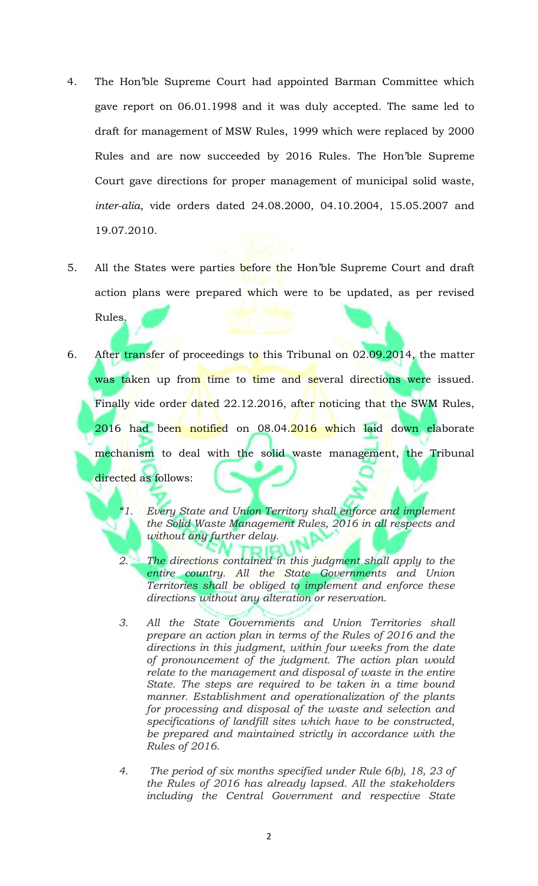4. The Hon'ble Supreme Court had appointed Barman Committee which gave report on 06.01.1998 and it was duly accepted. The same led to draft for management of MSW Rules, 1999 which were replaced by 2000 Rules and are now succeeded by 2016 Rules. The Hon'ble Supreme Court gave directions for proper management of municipal solid waste, *inter-alia*, vide orders dated 24.08.2000, 04.10.2004, 15.05.2007 and 19.07.2010.

5. All the States were parties before the Hon'ble Supreme Court and draft action plans were prepared which were to be updated, as per revised Rules.

6. After transfer of proceedings to this Tribunal on 02.09.2014, the matter was taken up from time to time and several directions were issued. Finally vide order dated 22.12.2016, after noticing that the SWM Rules, 2016 had been notified on 08.04.2016 which laid down elaborate mechanism to deal with the solid waste management, the Tribunal directed as follows:

> *"1. Every State and Union Territory shall enforce and implement the Solid Waste Management Rules, 2016 in all respects and without any further delay.*
>
> *2. The directions contained in this judgment shall apply to the entire country. All the State Governments and Union Territories shall be obliged to implement and enforce these directions without any alteration or reservation.*
>
> *3. All the State Governments and Union Territories shall prepare an action plan in terms of the Rules of 2016 and the directions in this judgment, within four weeks from the date of pronouncement of the judgment. The action plan would relate to the management and disposal of waste in the entire State. The steps are required to be taken in a time bound manner. Establishment and operationalization of the plants for processing and disposal of the waste and selection and specifications of landfill sites which have to be constructed, be prepared and maintained strictly in accordance with the Rules of 2016.*
>
> *4. The period of six months specified under Rule 6(b), 18, 23 of the Rules of 2016 has already lapsed. All the stakeholders including the Central Government and respective State*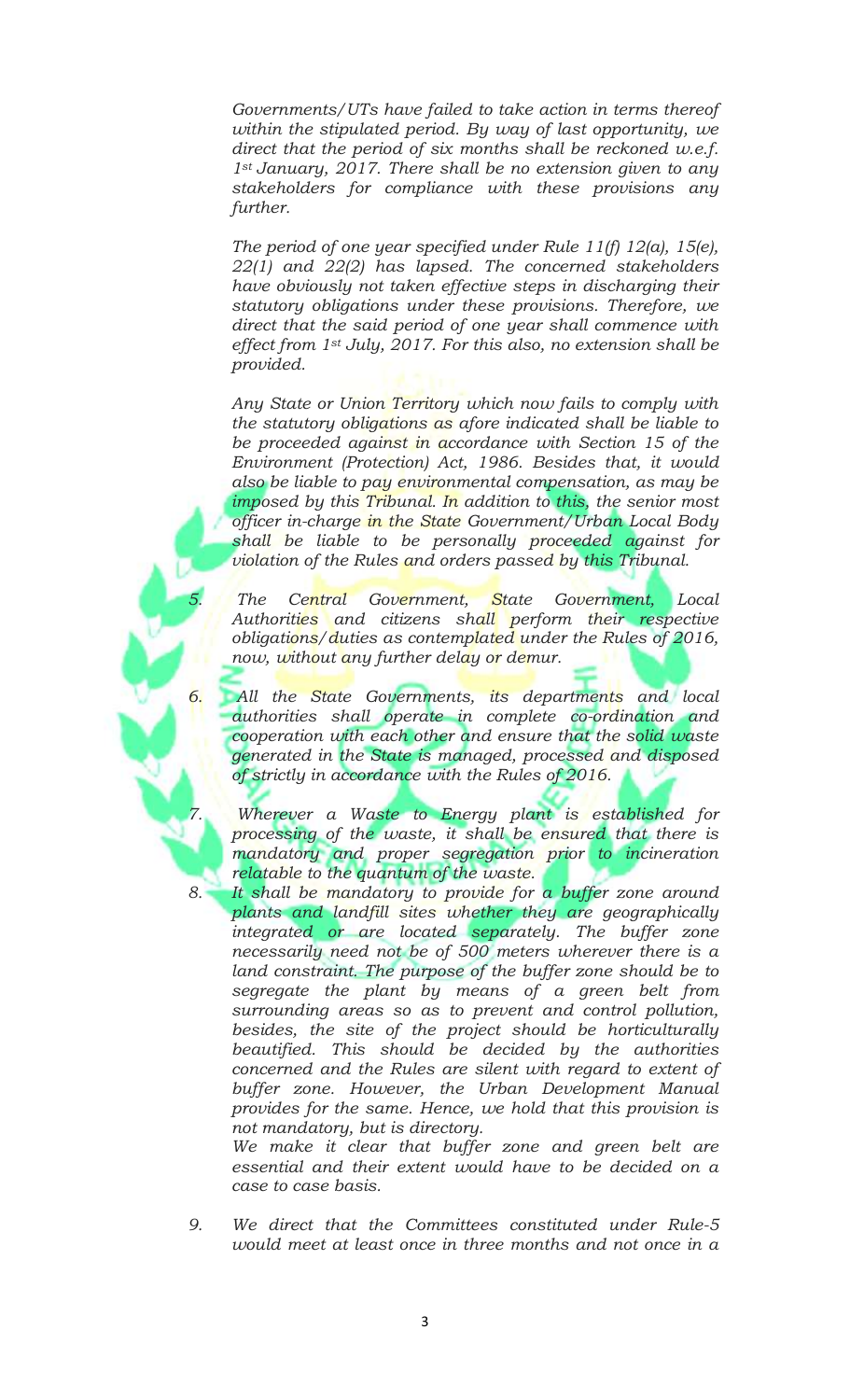*Governments/UTs have failed to take action in terms thereof within the stipulated period. By way of last opportunity, we direct that the period of six months shall be reckoned w.e.f. 1st January, 2017. There shall be no extension given to any stakeholders for compliance with these provisions any further.*

*The period of one year specified under Rule 11(f) 12(a), 15(e), 22(1) and 22(2) has lapsed. The concerned stakeholders have obviously not taken effective steps in discharging their statutory obligations under these provisions. Therefore, we direct that the said period of one year shall commence with effect from 1st July, 2017. For this also, no extension shall be provided.*

*Any State or Union Territory which now fails to comply with the statutory obligations as afore indicated shall be liable to be proceeded against in accordance with Section 15 of the Environment (Protection) Act, 1986. Besides that, it would also be liable to pay environmental compensation, as may be imposed by this Tribunal. In addition to this, the senior most officer in-charge in the State Government/Urban Local Body shall be liable to be personally proceeded against for violation of the Rules and orders passed by this Tribunal.*

5. *The Central Government, State Government, Local Authorities and citizens shall perform their respective obligations/duties as contemplated under the Rules of 2016, now, without any further delay or demur.*

6. *All the State Governments, its departments and local authorities shall operate in complete co-ordination and cooperation with each other and ensure that the solid waste generated in the State is managed, processed and disposed of strictly in accordance with the Rules of 2016.*

7. *Wherever a Waste to Energy plant is established for processing of the waste, it shall be ensured that there is mandatory and proper segregation prior to incineration relatable to the quantum of the waste.*

8. *It shall be mandatory to provide for a buffer zone around plants and landfill sites whether they are geographically integrated or are located separately. The buffer zone necessarily need not be of 500 meters wherever there is a land constraint. The purpose of the buffer zone should be to segregate the plant by means of a green belt from surrounding areas so as to prevent and control pollution, besides, the site of the project should be horticulturally beautified. This should be decided by the authorities concerned and the Rules are silent with regard to extent of buffer zone. However, the Urban Development Manual provides for the same. Hence, we hold that this provision is not mandatory, but is directory.*

   *We make it clear that buffer zone and green belt are essential and their extent would have to be decided on a case to case basis.*

9. *We direct that the Committees constituted under Rule-5 would meet at least once in three months and not once in a*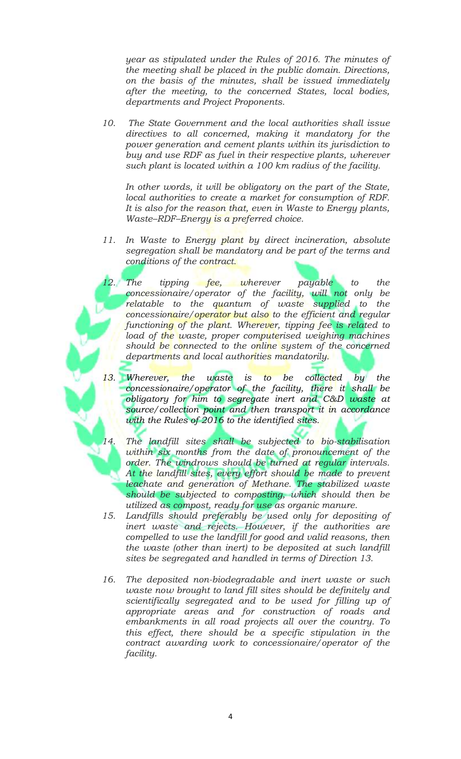*year as stipulated under the Rules of 2016. The minutes of the meeting shall be placed in the public domain. Directions, on the basis of the minutes, shall be issued immediately after the meeting, to the concerned States, local bodies, departments and Project Proponents.*

10. *The State Government and the local authorities shall issue directives to all concerned, making it mandatory for the power generation and cement plants within its jurisdiction to buy and use RDF as fuel in their respective plants, wherever such plant is located within a 100 km radius of the facility.*

    *In other words, it will be obligatory on the part of the State, local authorities to create a market for consumption of RDF. It is also for the reason that, even in Waste to Energy plants, Waste–RDF–Energy is a preferred choice.*

11. *In Waste to Energy plant by direct incineration, absolute segregation shall be mandatory and be part of the terms and conditions of the contract.*

12. *The tipping fee, wherever payable to the concessionaire/operator of the facility, will not only be relatable to the quantum of waste supplied to the concessionaire/operator but also to the efficient and regular functioning of the plant. Wherever, tipping fee is related to load of the waste, proper computerised weighing machines should be connected to the online system of the concerned departments and local authorities mandatorily.*

13. *Wherever, the waste is to be collected by the concessionaire/operator of the facility, there it shall be obligatory for him to segregate inert and C&D waste at source/collection point and then transport it in accordance with the Rules of 2016 to the identified sites.*

14. *The landfill sites shall be subjected to bio-stabilisation within six months from the date of pronouncement of the order. The windrows should be turned at regular intervals. At the landfill sites, every effort should be made to prevent leachate and generation of Methane. The stabilized waste should be subjected to composting, which should then be utilized as compost, ready for use as organic manure.*

15. *Landfills should preferably be used only for depositing of inert waste and rejects. However, if the authorities are compelled to use the landfill for good and valid reasons, then the waste (other than inert) to be deposited at such landfill sites be segregated and handled in terms of Direction 13.*

16. *The deposited non-biodegradable and inert waste or such waste now brought to land fill sites should be definitely and scientifically segregated and to be used for filling up of appropriate areas and for construction of roads and embankments in all road projects all over the country. To this effect, there should be a specific stipulation in the contract awarding work to concessionaire/operator of the facility.*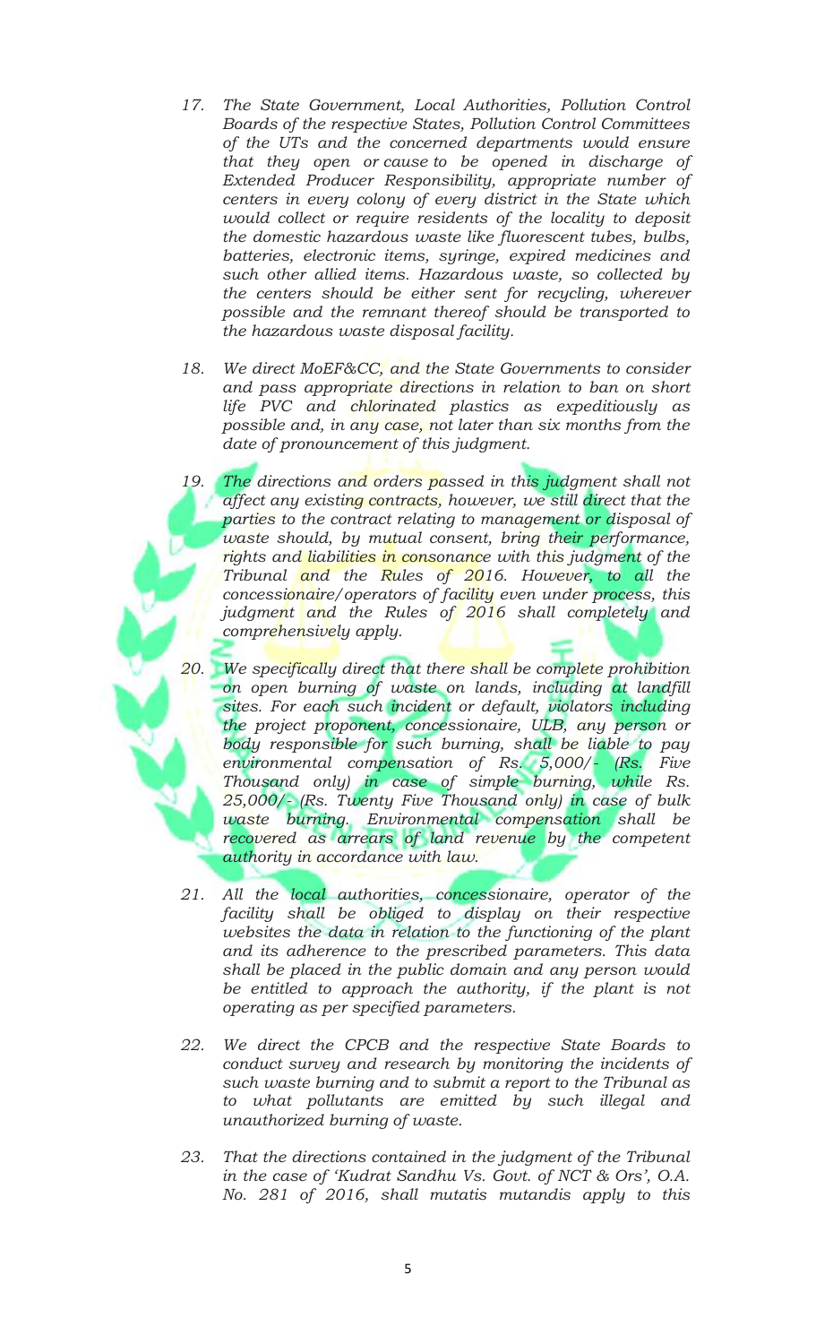17. *The State Government, Local Authorities, Pollution Control Boards of the respective States, Pollution Control Committees of the UTs and the concerned departments would ensure that they open or cause to be opened in discharge of Extended Producer Responsibility, appropriate number of centers in every colony of every district in the State which would collect or require residents of the locality to deposit the domestic hazardous waste like fluorescent tubes, bulbs, batteries, electronic items, syringe, expired medicines and such other allied items. Hazardous waste, so collected by the centers should be either sent for recycling, wherever possible and the remnant thereof should be transported to the hazardous waste disposal facility.*

18. *We direct MoEF&CC, and the State Governments to consider and pass appropriate directions in relation to ban on short life PVC and chlorinated plastics as expeditiously as possible and, in any case, not later than six months from the date of pronouncement of this judgment.*

19. *The directions and orders passed in this judgment shall not affect any existing contracts, however, we still direct that the parties to the contract relating to management or disposal of waste should, by mutual consent, bring their performance, rights and liabilities in consonance with this judgment of the Tribunal and the Rules of 2016. However, to all the concessionaire/operators of facility even under process, this judgment and the Rules of 2016 shall completely and comprehensively apply.*

20. *We specifically direct that there shall be complete prohibition on open burning of waste on lands, including at landfill sites. For each such incident or default, violators including the project proponent, concessionaire, ULB, any person or body responsible for such burning, shall be liable to pay environmental compensation of Rs. 5,000/- (Rs. Five Thousand only) in case of simple burning, while Rs. 25,000/- (Rs. Twenty Five Thousand only) in case of bulk waste burning. Environmental compensation shall be recovered as arrears of land revenue by the competent authority in accordance with law.*

21. *All the local authorities, concessionaire, operator of the facility shall be obliged to display on their respective websites the data in relation to the functioning of the plant and its adherence to the prescribed parameters. This data shall be placed in the public domain and any person would be entitled to approach the authority, if the plant is not operating as per specified parameters.*

22. *We direct the CPCB and the respective State Boards to conduct survey and research by monitoring the incidents of such waste burning and to submit a report to the Tribunal as to what pollutants are emitted by such illegal and unauthorized burning of waste.*

23. *That the directions contained in the judgment of the Tribunal in the case of 'Kudrat Sandhu Vs. Govt. of NCT & Ors', O.A. No. 281 of 2016, shall mutatis mutandis apply to this*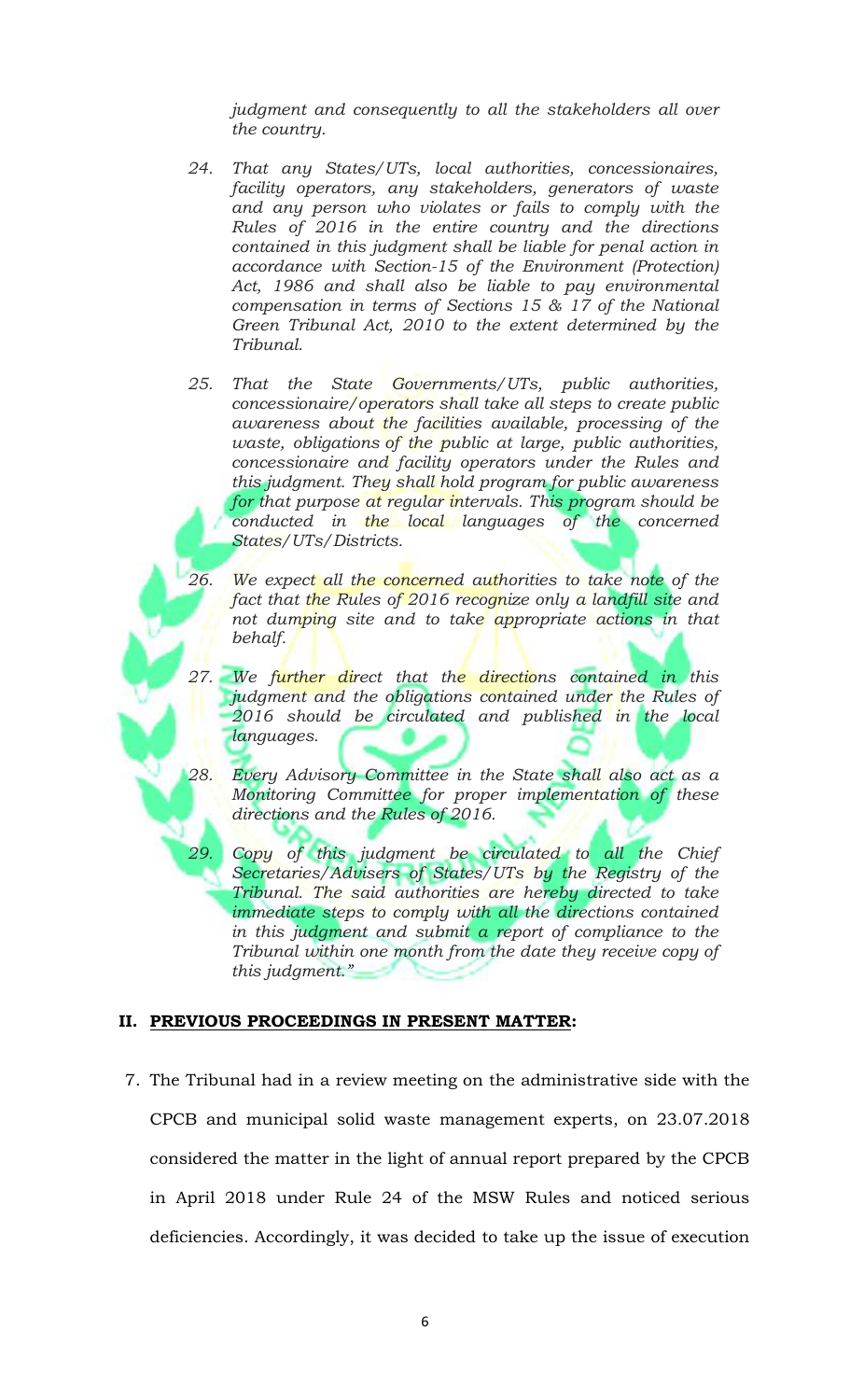*judgment and consequently to all the stakeholders all over the country.*

*24. That any States/UTs, local authorities, concessionaires, facility operators, any stakeholders, generators of waste and any person who violates or fails to comply with the Rules of 2016 in the entire country and the directions contained in this judgment shall be liable for penal action in accordance with Section-15 of the Environment (Protection) Act, 1986 and shall also be liable to pay environmental compensation in terms of Sections 15 & 17 of the National Green Tribunal Act, 2010 to the extent determined by the Tribunal.*

*25. That the State Governments/UTs, public authorities, concessionaire/operators shall take all steps to create public awareness about the facilities available, processing of the waste, obligations of the public at large, public authorities, concessionaire and facility operators under the Rules and this judgment. They shall hold program for public awareness for that purpose at regular intervals. This program should be conducted in the local languages of the concerned States/UTs/Districts.*

*26. We expect all the concerned authorities to take note of the fact that the Rules of 2016 recognize only a landfill site and not dumping site and to take appropriate actions in that behalf.*

*27. We further direct that the directions contained in this judgment and the obligations contained under the Rules of 2016 should be circulated and published in the local languages.*

*28. Every Advisory Committee in the State shall also act as a Monitoring Committee for proper implementation of these directions and the Rules of 2016.*

*29. Copy of this judgment be circulated to all the Chief Secretaries/Advisers of States/UTs by the Registry of the Tribunal. The said authorities are hereby directed to take immediate steps to comply with all the directions contained in this judgment and submit a report of compliance to the Tribunal within one month from the date they receive copy of this judgment."*

## II. PREVIOUS PROCEEDINGS IN PRESENT MATTER:

7. The Tribunal had in a review meeting on the administrative side with the CPCB and municipal solid waste management experts, on 23.07.2018 considered the matter in the light of annual report prepared by the CPCB in April 2018 under Rule 24 of the MSW Rules and noticed serious deficiencies. Accordingly, it was decided to take up the issue of execution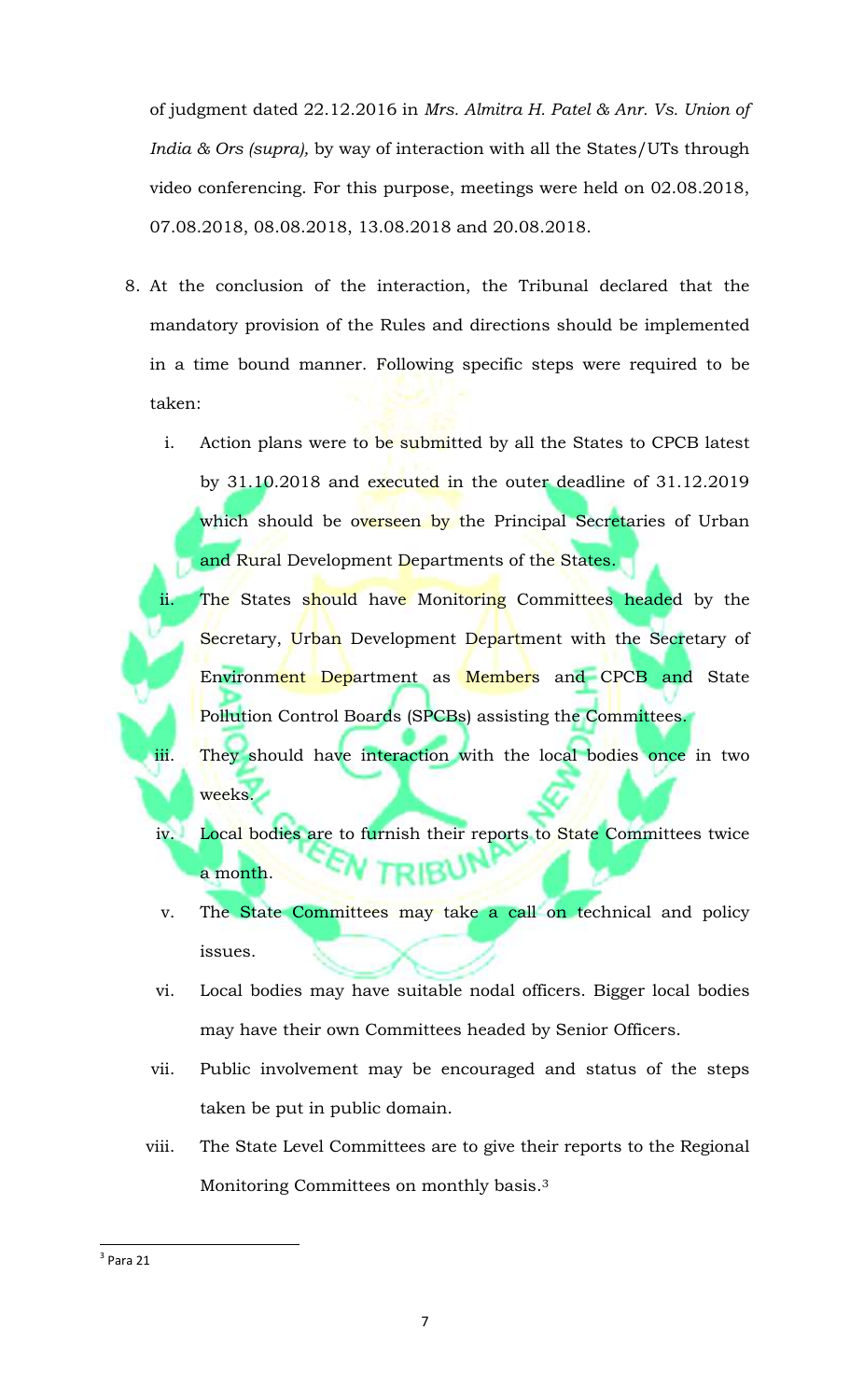of judgment dated 22.12.2016 in *Mrs. Almitra H. Patel & Anr. Vs. Union of India & Ors (supra),* by way of interaction with all the States/UTs through video conferencing. For this purpose, meetings were held on 02.08.2018, 07.08.2018, 08.08.2018, 13.08.2018 and 20.08.2018.

8. At the conclusion of the interaction, the Tribunal declared that the mandatory provision of the Rules and directions should be implemented in a time bound manner. Following specific steps were required to be taken:

   i. Action plans were to be submitted by all the States to CPCB latest by 31.10.2018 and executed in the outer deadline of 31.12.2019 which should be overseen by the Principal Secretaries of Urban and Rural Development Departments of the States.

   ii. The States should have Monitoring Committees headed by the Secretary, Urban Development Department with the Secretary of Environment Department as Members and CPCB and State Pollution Control Boards (SPCBs) assisting the Committees.

   iii. They should have interaction with the local bodies once in two weeks.

   iv. Local bodies are to furnish their reports to State Committees twice a month.

   v. The State Committees may take a call on technical and policy issues.

   vi. Local bodies may have suitable nodal officers. Bigger local bodies may have their own Committees headed by Senior Officers.

   vii. Public involvement may be encouraged and status of the steps taken be put in public domain.

   viii. The State Level Committees are to give their reports to the Regional Monitoring Committees on monthly basis.[3]

---

[3] Para 21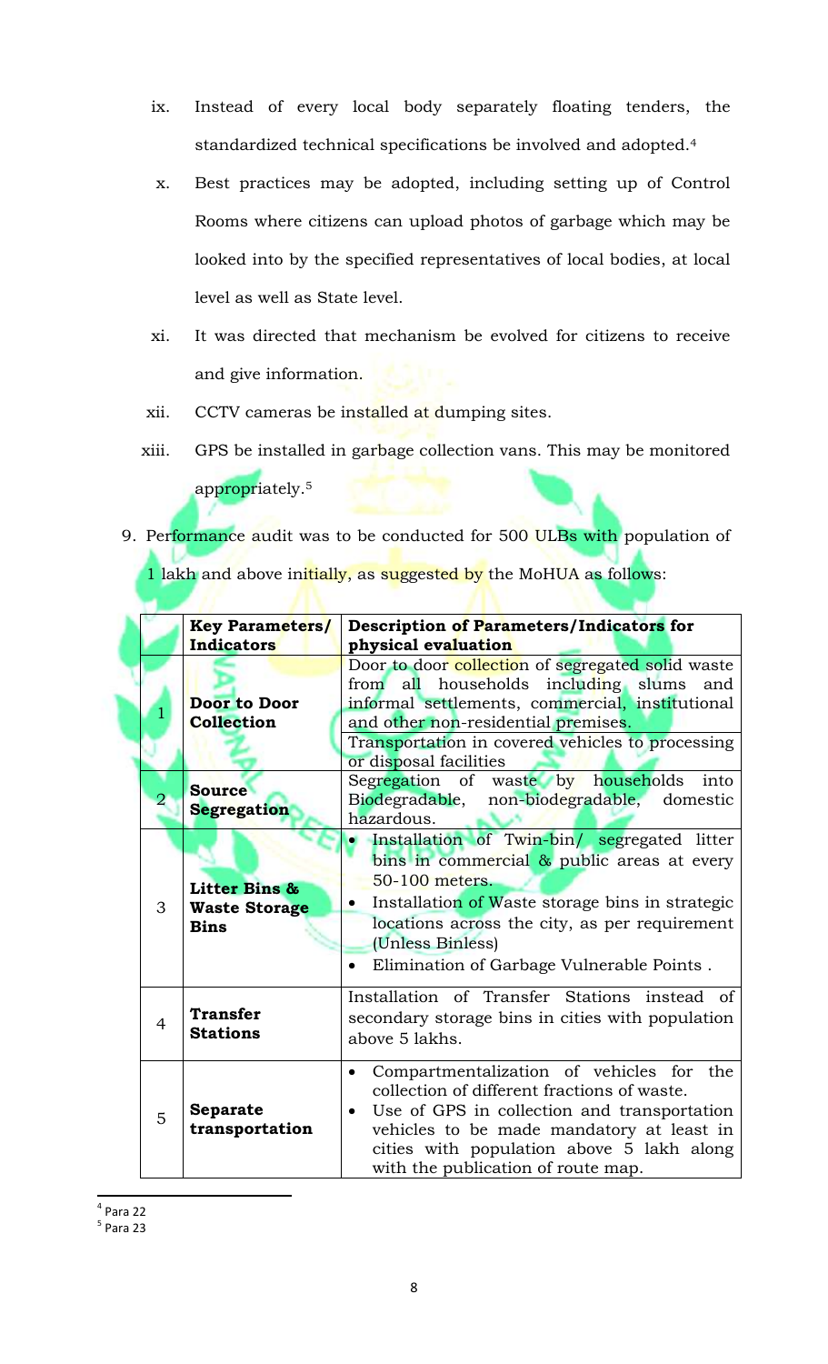ix. Instead of every local body separately floating tenders, the standardized technical specifications be involved and adopted.[4]

x. Best practices may be adopted, including setting up of Control Rooms where citizens can upload photos of garbage which may be looked into by the specified representatives of local bodies, at local level as well as State level.

xi. It was directed that mechanism be evolved for citizens to receive and give information.

xii. CCTV cameras be installed at dumping sites.

xiii. GPS be installed in garbage collection vans. This may be monitored appropriately.[5]

9. Performance audit was to be conducted for 500 ULBs with population of 1 lakh and above initially, as suggested by the MoHUA as follows:

| | **Key Parameters/ Indicators** | **Description of Parameters/Indicators for physical evaluation** |
|---|---|---|
| 1 | **Door to Door Collection** | Door to door collection of segregated solid waste from all households including slums and informal settlements, commercial, institutional and other non-residential premises.<br>Transportation in covered vehicles to processing or disposal facilities |
| 2 | **Source Segregation** | Segregation of waste by households into Biodegradable, non-biodegradable, domestic hazardous. |
| 3 | **Litter Bins & Waste Storage Bins** | • Installation of Twin-bin/ segregated litter bins in commercial & public areas at every 50-100 meters.<br>• Installation of Waste storage bins in strategic locations across the city, as per requirement (Unless Binless)<br>• Elimination of Garbage Vulnerable Points . |
| 4 | **Transfer Stations** | Installation of Transfer Stations instead of secondary storage bins in cities with population above 5 lakhs. |
| 5 | **Separate transportation** | • Compartmentalization of vehicles for the collection of different fractions of waste.<br>• Use of GPS in collection and transportation vehicles to be made mandatory at least in cities with population above 5 lakh along with the publication of route map. |

[4] Para 22
[5] Para 23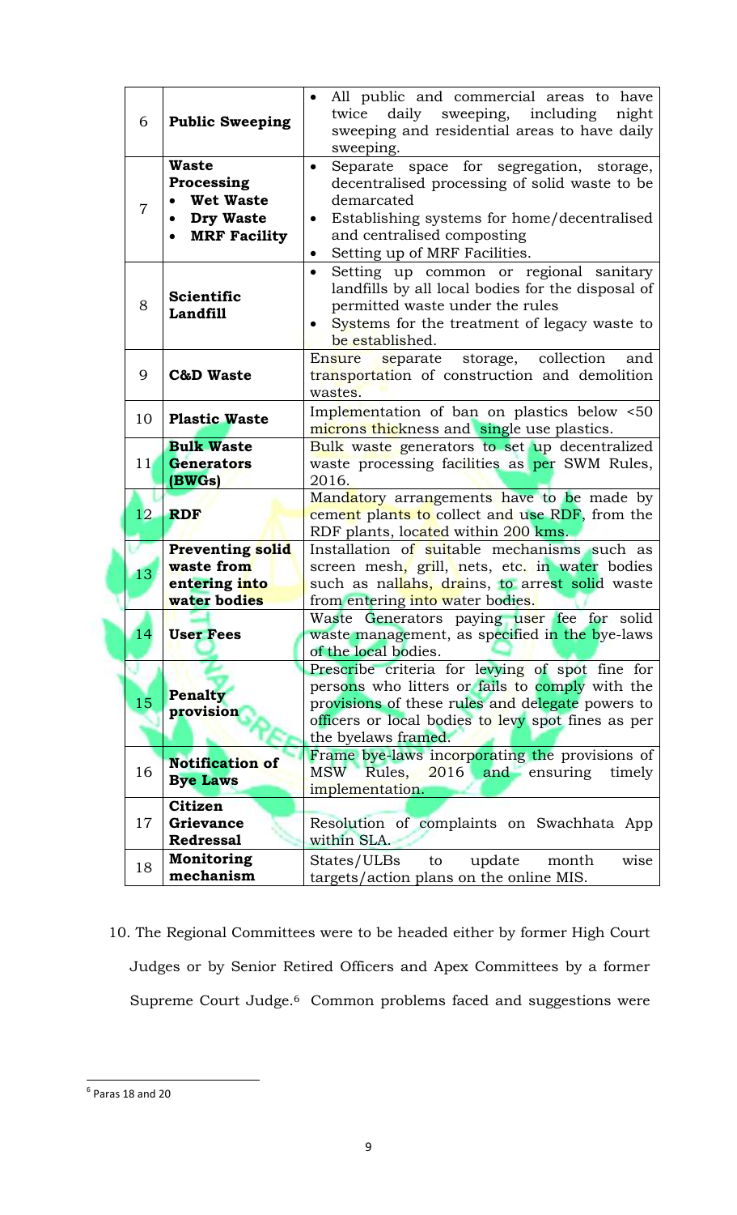| 6 | **Public Sweeping** | • All public and commercial areas to have twice daily sweeping, including night sweeping and residential areas to have daily sweeping. |
|---|---|---|
| 7 | **Waste Processing**<br>• **Wet Waste**<br>• **Dry Waste**<br>• **MRF Facility** | • Separate space for segregation, storage, decentralised processing of solid waste to be demarcated<br>• Establishing systems for home/decentralised and centralised composting<br>• Setting up of MRF Facilities. |
| 8 | **Scientific Landfill** | • Setting up common or regional sanitary landfills by all local bodies for the disposal of permitted waste under the rules<br>• Systems for the treatment of legacy waste to be established. |
| 9 | **C&D Waste** | Ensure separate storage, collection and transportation of construction and demolition wastes. |
| 10 | **Plastic Waste** | Implementation of ban on plastics below <50 microns thickness and single use plastics. |
| 11 | **Bulk Waste Generators (BWGs)** | Bulk waste generators to set up decentralized waste processing facilities as per SWM Rules, 2016. |
| 12 | **RDF** | Mandatory arrangements have to be made by cement plants to collect and use RDF, from the RDF plants, located within 200 kms. |
| 13 | **Preventing solid waste from entering into water bodies** | Installation of suitable mechanisms such as screen mesh, grill, nets, etc. in water bodies such as nallahs, drains, to arrest solid waste from entering into water bodies. |
| 14 | **User Fees** | Waste Generators paying user fee for solid waste management, as specified in the bye-laws of the local bodies. |
| 15 | **Penalty provision** | Prescribe criteria for levying of spot fine for persons who litters or fails to comply with the provisions of these rules and delegate powers to officers or local bodies to levy spot fines as per the byelaws framed. |
| 16 | **Notification of Bye Laws** | Frame bye-laws incorporating the provisions of MSW Rules, 2016 and ensuring timely implementation. |
| 17 | **Citizen Grievance Redressal** | Resolution of complaints on Swachhata App within SLA. |
| 18 | **Monitoring mechanism** | States/ULBs to update month wise targets/action plans on the online MIS. |

10. The Regional Committees were to be headed either by former High Court Judges or by Senior Retired Officers and Apex Committees by a former Supreme Court Judge.[6] Common problems faced and suggestions were

[6] Paras 18 and 20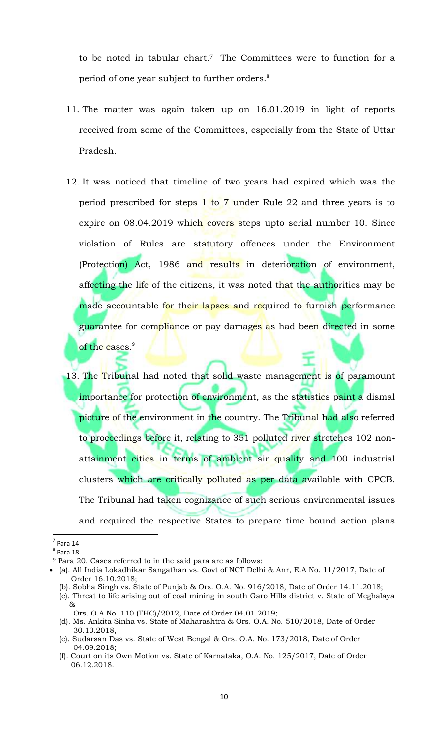to be noted in tabular chart.[7] The Committees were to function for a period of one year subject to further orders.[8]

11. The matter was again taken up on 16.01.2019 in light of reports received from some of the Committees, especially from the State of Uttar Pradesh.

12. It was noticed that timeline of two years had expired which was the period prescribed for steps 1 to 7 under Rule 22 and three years is to expire on 08.04.2019 which covers steps upto serial number 10. Since violation of Rules are statutory offences under the Environment (Protection) Act, 1986 and results in deterioration of environment, affecting the life of the citizens, it was noted that the authorities may be made accountable for their lapses and required to furnish performance guarantee for compliance or pay damages as had been directed in some of the cases.[9]

13. The Tribunal had noted that solid waste management is of paramount importance for protection of environment, as the statistics paint a dismal picture of the environment in the country. The Tribunal had also referred to proceedings before it, relating to 351 polluted river stretches 102 non-attainment cities in terms of ambient air quality and 100 industrial clusters which are critically polluted as per data available with CPCB. The Tribunal had taken cognizance of such serious environmental issues and required the respective States to prepare time bound action plans

---

[7] Para 14

[8] Para 18

[9] Para 20. Cases referred to in the said para are as follows:

- (a). All India Lokadhikar Sangathan vs. Govt of NCT Delhi & Anr, E.A No. 11/2017, Date of Order 16.10.2018;
  (b). Sobha Singh vs. State of Punjab & Ors. O.A. No. 916/2018, Date of Order 14.11.2018;
  (c). Threat to life arising out of coal mining in south Garo Hills district v. State of Meghalaya & Ors. O.A No. 110 (THC)/2012, Date of Order 04.01.2019;
  (d). Ms. Ankita Sinha vs. State of Maharashtra & Ors. O.A. No. 510/2018, Date of Order 30.10.2018,
  (e). Sudarsan Das vs. State of West Bengal & Ors. O.A. No. 173/2018, Date of Order 04.09.2018;
  (f). Court on its Own Motion vs. State of Karnataka, O.A. No. 125/2017, Date of Order 06.12.2018.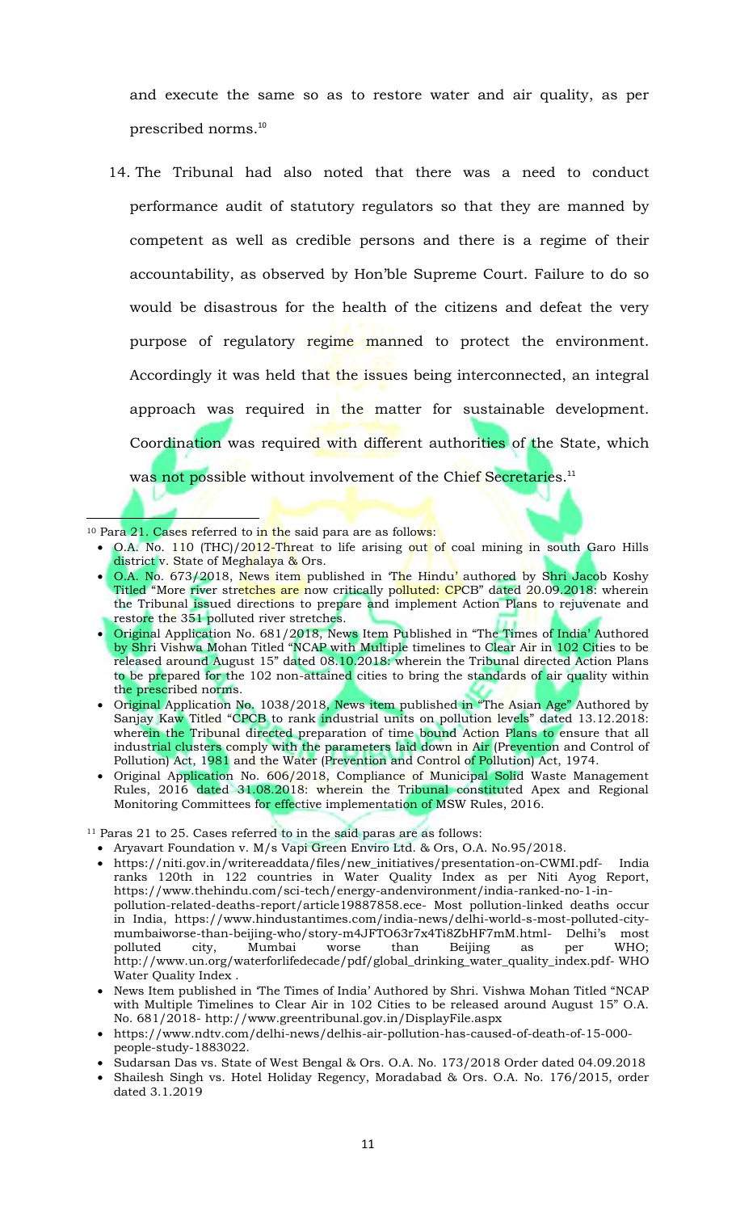and execute the same so as to restore water and air quality, as per prescribed norms.[10]

14. The Tribunal had also noted that there was a need to conduct performance audit of statutory regulators so that they are manned by competent as well as credible persons and there is a regime of their accountability, as observed by Hon'ble Supreme Court. Failure to do so would be disastrous for the health of the citizens and defeat the very purpose of regulatory regime manned to protect the environment. Accordingly it was held that the issues being interconnected, an integral approach was required in the matter for sustainable development. Coordination was required with different authorities of the State, which was not possible without involvement of the Chief Secretaries.[11]

---

[10] Para 21. Cases referred to in the said para are as follows:

- O.A. No. 110 (THC)/2012-Threat to life arising out of coal mining in south Garo Hills district v. State of Meghalaya & Ors.
- O.A. No. 673/2018, News item published in 'The Hindu' authored by Shri Jacob Koshy Titled "More river stretches are now critically polluted: CPCB" dated 20.09.2018: wherein the Tribunal issued directions to prepare and implement Action Plans to rejuvenate and restore the 351 polluted river stretches.
- Original Application No. 681/2018, News Item Published in "The Times of India' Authored by Shri Vishwa Mohan Titled "NCAP with Multiple timelines to Clear Air in 102 Cities to be released around August 15" dated 08.10.2018: wherein the Tribunal directed Action Plans to be prepared for the 102 non-attained cities to bring the standards of air quality within the prescribed norms.
- Original Application No. 1038/2018, News item published in "The Asian Age" Authored by Sanjay Kaw Titled "CPCB to rank industrial units on pollution levels" dated 13.12.2018: wherein the Tribunal directed preparation of time bound Action Plans to ensure that all industrial clusters comply with the parameters laid down in Air (Prevention and Control of Pollution) Act, 1981 and the Water (Prevention and Control of Pollution) Act, 1974.
- Original Application No. 606/2018, Compliance of Municipal Solid Waste Management Rules, 2016 dated 31.08.2018: wherein the Tribunal constituted Apex and Regional Monitoring Committees for effective implementation of MSW Rules, 2016.

[11] Paras 21 to 25. Cases referred to in the said paras are as follows:

- Aryavart Foundation v. M/s Vapi Green Enviro Ltd. & Ors, O.A. No.95/2018.
- https://niti.gov.in/writereaddata/files/new_initiatives/presentation-on-CWMI.pdf- India ranks 120th in 122 countries in Water Quality Index as per Niti Ayog Report, https://www.thehindu.com/sci-tech/energy-andenvironment/india-ranked-no-1-in-pollution-related-deaths-report/article19887858.ece- Most pollution-linked deaths occur in India, https://www.hindustantimes.com/india-news/delhi-world-s-most-polluted-city-mumbaiworse-than-beijing-who/story-m4JFTO63r7x4Ti8ZbHF7mM.html- Delhi's most polluted city, Mumbai worse than Beijing as per WHO; http://www.un.org/waterforlifedecade/pdf/global_drinking_water_quality_index.pdf- WHO Water Quality Index .
- News Item published in 'The Times of India' Authored by Shri. Vishwa Mohan Titled "NCAP with Multiple Timelines to Clear Air in 102 Cities to be released around August 15" O.A. No. 681/2018- http://www.greentribunal.gov.in/DisplayFile.aspx
- https://www.ndtv.com/delhi-news/delhis-air-pollution-has-caused-of-death-of-15-000-people-study-1883022.
- Sudarsan Das vs. State of West Bengal & Ors. O.A. No. 173/2018 Order dated 04.09.2018
- Shailesh Singh vs. Hotel Holiday Regency, Moradabad & Ors. O.A. No. 176/2015, order dated 3.1.2019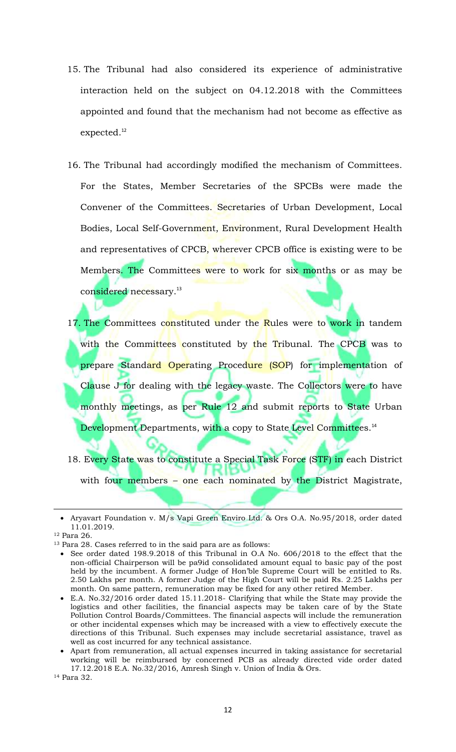15. The Tribunal had also considered its experience of administrative interaction held on the subject on 04.12.2018 with the Committees appointed and found that the mechanism had not become as effective as expected.[12]

16. The Tribunal had accordingly modified the mechanism of Committees. For the States, Member Secretaries of the SPCBs were made the Convener of the Committees. Secretaries of Urban Development, Local Bodies, Local Self-Government, Environment, Rural Development Health and representatives of CPCB, wherever CPCB office is existing were to be Members. The Committees were to work for six months or as may be considered necessary.[13]

17. The Committees constituted under the Rules were to work in tandem with the Committees constituted by the Tribunal. The CPCB was to prepare Standard Operating Procedure (SOP) for implementation of Clause J for dealing with the legacy waste. The Collectors were to have monthly meetings, as per Rule 12 and submit reports to State Urban Development Departments, with a copy to State Level Committees.[14]

18. Every State was to constitute a Special Task Force (STF) in each District with four members – one each nominated by the District Magistrate,

---

- Aryavart Foundation v. M/s Vapi Green Enviro Ltd. & Ors O.A. No.95/2018, order dated 11.01.2019.

[12] Para 26.

[13] Para 28. Cases referred to in the said para are as follows:

- See order dated 198.9.2018 of this Tribunal in O.A No. 606/2018 to the effect that the non-official Chairperson will be pa9id consolidated amount equal to basic pay of the post held by the incumbent. A former Judge of Hon'ble Supreme Court will be entitled to Rs. 2.50 Lakhs per month. A former Judge of the High Court will be paid Rs. 2.25 Lakhs per month. On same pattern, remuneration may be fixed for any other retired Member.
- E.A. No.32/2016 order dated 15.11.2018- Clarifying that while the State may provide the logistics and other facilities, the financial aspects may be taken care of by the State Pollution Control Boards/Committees. The financial aspects will include the remuneration or other incidental expenses which may be increased with a view to effectively execute the directions of this Tribunal. Such expenses may include secretarial assistance, travel as well as cost incurred for any technical assistance.
- Apart from remuneration, all actual expenses incurred in taking assistance for secretarial working will be reimbursed by concerned PCB as already directed vide order dated 17.12.2018 E.A. No.32/2016, Amresh Singh v. Union of India & Ors.

[14] Para 32.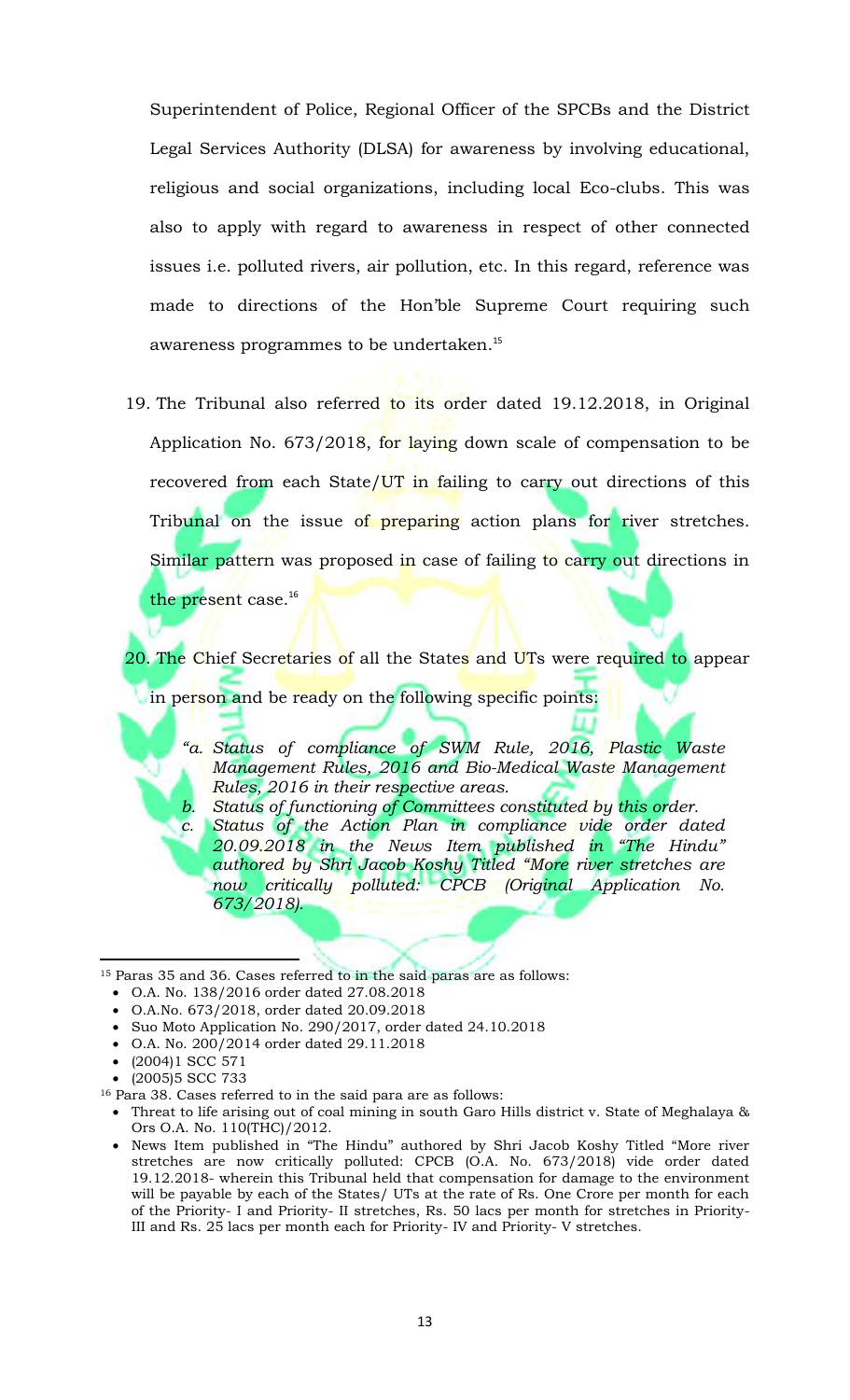Superintendent of Police, Regional Officer of the SPCBs and the District Legal Services Authority (DLSA) for awareness by involving educational, religious and social organizations, including local Eco-clubs. This was also to apply with regard to awareness in respect of other connected issues i.e. polluted rivers, air pollution, etc. In this regard, reference was made to directions of the Hon'ble Supreme Court requiring such awareness programmes to be undertaken.[15]

19. The Tribunal also referred to its order dated 19.12.2018, in Original Application No. 673/2018, for laying down scale of compensation to be recovered from each State/UT in failing to carry out directions of this Tribunal on the issue of preparing action plans for river stretches. Similar pattern was proposed in case of failing to carry out directions in the present case.[16]

20. The Chief Secretaries of all the States and UTs were required to appear in person and be ready on the following specific points:

> *"a. Status of compliance of SWM Rule, 2016, Plastic Waste Management Rules, 2016 and Bio-Medical Waste Management Rules, 2016 in their respective areas.*
>
> *b. Status of functioning of Committees constituted by this order.*
>
> *c. Status of the Action Plan in compliance vide order dated 20.09.2018 in the News Item published in "The Hindu" authored by Shri Jacob Koshy Titled "More river stretches are now critically polluted: CPCB (Original Application No. 673/2018).*

---

[15] Paras 35 and 36. Cases referred to in the said paras are as follows:

- O.A. No. 138/2016 order dated 27.08.2018
- O.A.No. 673/2018, order dated 20.09.2018
- Suo Moto Application No. 290/2017, order dated 24.10.2018
- O.A. No. 200/2014 order dated 29.11.2018
- (2004)1 SCC 571
- (2005)5 SCC 733

[16] Para 38. Cases referred to in the said para are as follows:

- Threat to life arising out of coal mining in south Garo Hills district v. State of Meghalaya & Ors O.A. No. 110(THC)/2012.
- News Item published in "The Hindu" authored by Shri Jacob Koshy Titled "More river stretches are now critically polluted: CPCB (O.A. No. 673/2018) vide order dated 19.12.2018- wherein this Tribunal held that compensation for damage to the environment will be payable by each of the States/ UTs at the rate of Rs. One Crore per month for each of the Priority- I and Priority- II stretches, Rs. 50 lacs per month for stretches in Priority-III and Rs. 25 lacs per month each for Priority- IV and Priority- V stretches.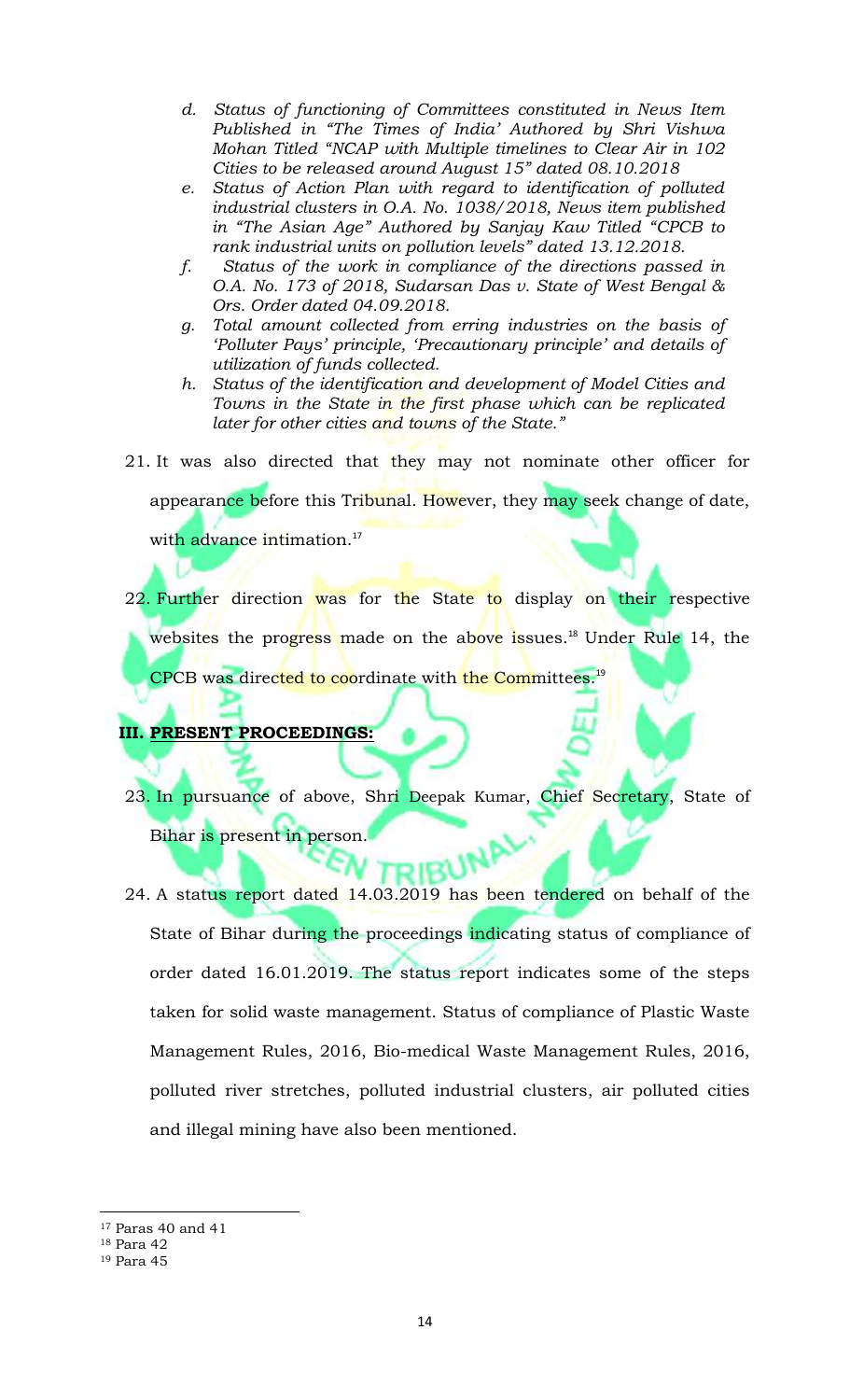> *d. Status of functioning of Committees constituted in News Item Published in "The Times of India' Authored by Shri Vishwa Mohan Titled "NCAP with Multiple timelines to Clear Air in 102 Cities to be released around August 15" dated 08.10.2018*
>
> *e. Status of Action Plan with regard to identification of polluted industrial clusters in O.A. No. 1038/2018, News item published in "The Asian Age" Authored by Sanjay Kaw Titled "CPCB to rank industrial units on pollution levels" dated 13.12.2018.*
>
> *f. Status of the work in compliance of the directions passed in O.A. No. 173 of 2018, Sudarsan Das v. State of West Bengal & Ors. Order dated 04.09.2018.*
>
> *g. Total amount collected from erring industries on the basis of 'Polluter Pays' principle, 'Precautionary principle' and details of utilization of funds collected.*
>
> *h. Status of the identification and development of Model Cities and Towns in the State in the first phase which can be replicated later for other cities and towns of the State."*

21. It was also directed that they may not nominate other officer for appearance before this Tribunal. However, they may seek change of date, with advance intimation.[17]

22. Further direction was for the State to display on their respective websites the progress made on the above issues.[18] Under Rule 14, the CPCB was directed to coordinate with the Committees.[19]

## III. PRESENT PROCEEDINGS:

23. In pursuance of above, Shri Deepak Kumar, Chief Secretary, State of Bihar is present in person.

24. A status report dated 14.03.2019 has been tendered on behalf of the State of Bihar during the proceedings indicating status of compliance of order dated 16.01.2019. The status report indicates some of the steps taken for solid waste management. Status of compliance of Plastic Waste Management Rules, 2016, Bio-medical Waste Management Rules, 2016, polluted river stretches, polluted industrial clusters, air polluted cities and illegal mining have also been mentioned.

---

[17] Paras 40 and 41

[18] Para 42

[19] Para 45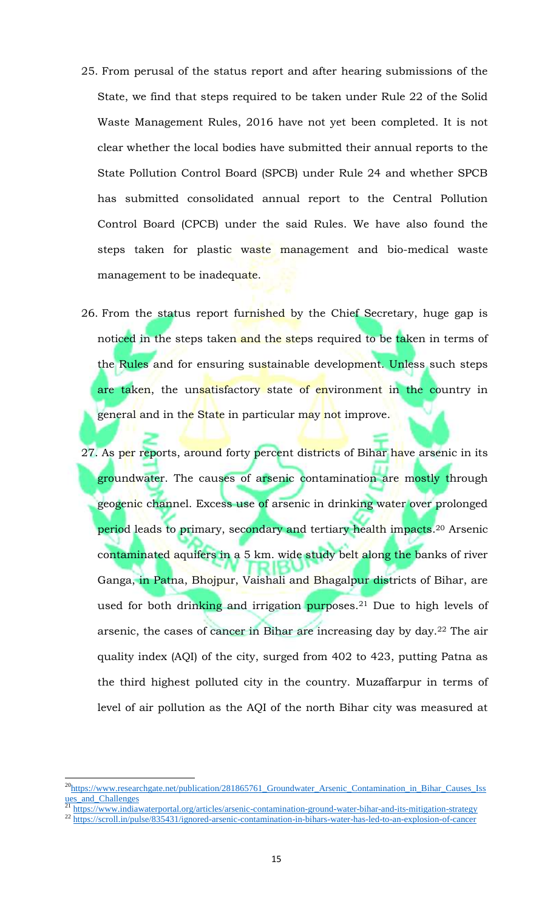25. From perusal of the status report and after hearing submissions of the State, we find that steps required to be taken under Rule 22 of the Solid Waste Management Rules, 2016 have not yet been completed. It is not clear whether the local bodies have submitted their annual reports to the State Pollution Control Board (SPCB) under Rule 24 and whether SPCB has submitted consolidated annual report to the Central Pollution Control Board (CPCB) under the said Rules. We have also found the steps taken for plastic waste management and bio-medical waste management to be inadequate.

26. From the status report furnished by the Chief Secretary, huge gap is noticed in the steps taken and the steps required to be taken in terms of the Rules and for ensuring sustainable development. Unless such steps are taken, the unsatisfactory state of environment in the country in general and in the State in particular may not improve.

27. As per reports, around forty percent districts of Bihar have arsenic in its groundwater. The causes of arsenic contamination are mostly through geogenic channel. Excess use of arsenic in drinking water over prolonged period leads to primary, secondary and tertiary health impacts.[20] Arsenic contaminated aquifers in a 5 km. wide study belt along the banks of river Ganga, in Patna, Bhojpur, Vaishali and Bhagalpur districts of Bihar, are used for both drinking and irrigation purposes.[21] Due to high levels of arsenic, the cases of cancer in Bihar are increasing day by day.[22] The air quality index (AQI) of the city, surged from 402 to 423, putting Patna as the third highest polluted city in the country. Muzaffarpur in terms of level of air pollution as the AQI of the north Bihar city was measured at

---

[20] https://www.researchgate.net/publication/281865761_Groundwater_Arsenic_Contamination_in_Bihar_Causes_Issues_and_Challenges

[21] https://www.indiawaterportal.org/articles/arsenic-contamination-ground-water-bihar-and-its-mitigation-strategy

[22] https://scroll.in/pulse/835431/ignored-arsenic-contamination-in-bihars-water-has-led-to-an-explosion-of-cancer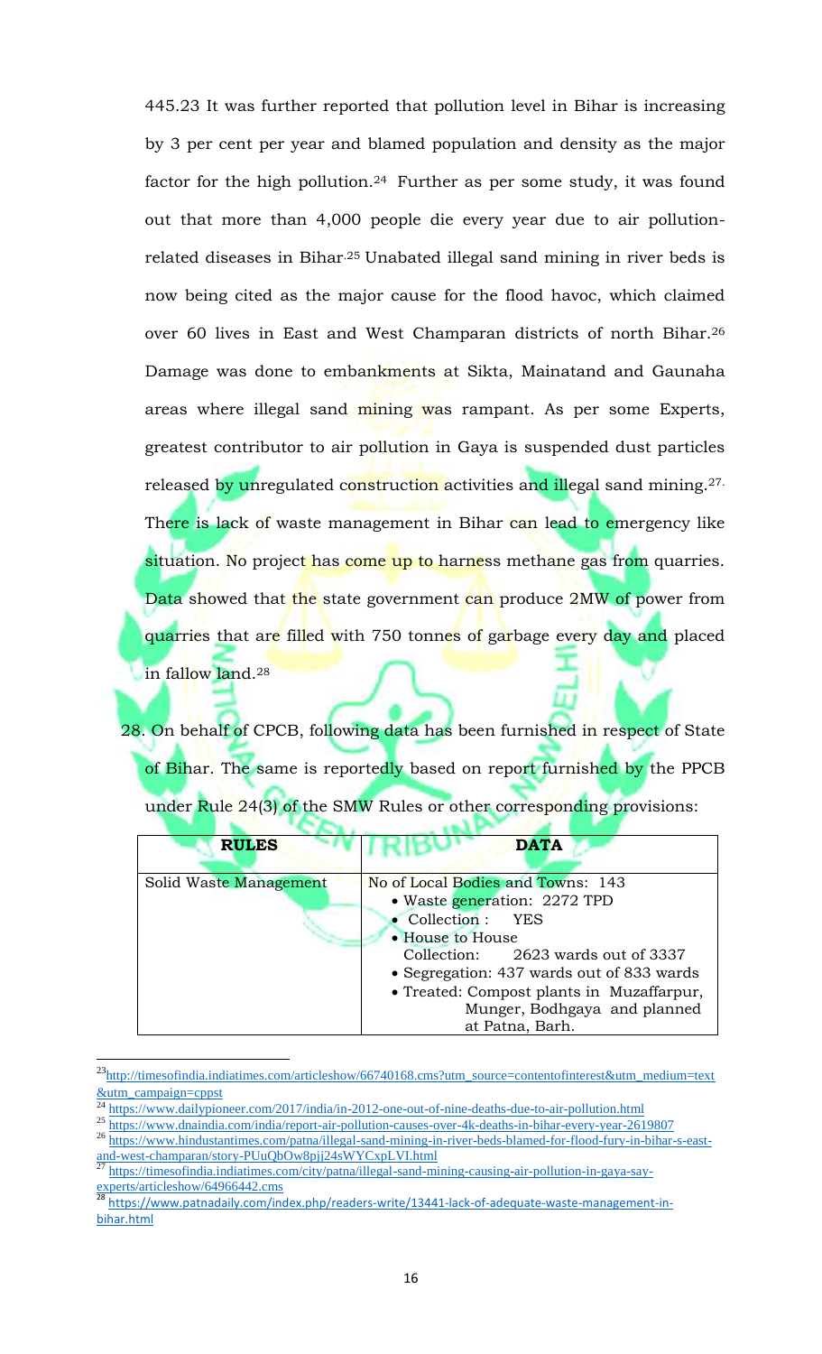445.23 It was further reported that pollution level in Bihar is increasing by 3 per cent per year and blamed population and density as the major factor for the high pollution.[24] Further as per some study, it was found out that more than 4,000 people die every year due to air pollution-related diseases in Bihar.[25] Unabated illegal sand mining in river beds is now being cited as the major cause for the flood havoc, which claimed over 60 lives in East and West Champaran districts of north Bihar.[26] Damage was done to embankments at Sikta, Mainatand and Gaunaha areas where illegal sand mining was rampant. As per some Experts, greatest contributor to air pollution in Gaya is suspended dust particles released by unregulated construction activities and illegal sand mining.[27]. There is lack of waste management in Bihar can lead to emergency like situation. No project has come up to harness methane gas from quarries. Data showed that the state government can produce 2MW of power from quarries that are filled with 750 tonnes of garbage every day and placed in fallow land.[28]

28. On behalf of CPCB, following data has been furnished in respect of State of Bihar. The same is reportedly based on report furnished by the PPCB under Rule 24(3) of the SMW Rules or other corresponding provisions:

| RULES | DATA |
|---|---|
| Solid Waste Management | No of Local Bodies and Towns: 143<br>• Waste generation: 2272 TPD<br>• Collection : YES<br>• House to House Collection: 2623 wards out of 3337<br>• Segregation: 437 wards out of 833 wards<br>• Treated: Compost plants in Muzaffarpur, Munger, Bodhgaya and planned at Patna, Barh. |

---

[23] http://timesofindia.indiatimes.com/articleshow/66740168.cms?utm_source=contentofinterest&utm_medium=text&utm_campaign=cppst

[24] https://www.dailypioneer.com/2017/india/in-2012-one-out-of-nine-deaths-due-to-air-pollution.html

[25] https://www.dnaindia.com/india/report-air-pollution-causes-over-4k-deaths-in-bihar-every-year-2619807

[26] https://www.hindustantimes.com/patna/illegal-sand-mining-in-river-beds-blamed-for-flood-fury-in-bihar-s-east-and-west-champaran/story-PUuQbOw8pjj24sWYCxpLVI.html

[27] https://timesofindia.indiatimes.com/city/patna/illegal-sand-mining-causing-air-pollution-in-gaya-say-experts/articleshow/64966442.cms

[28] https://www.patnadaily.com/index.php/readers-write/13441-lack-of-adequate-waste-management-in-bihar.html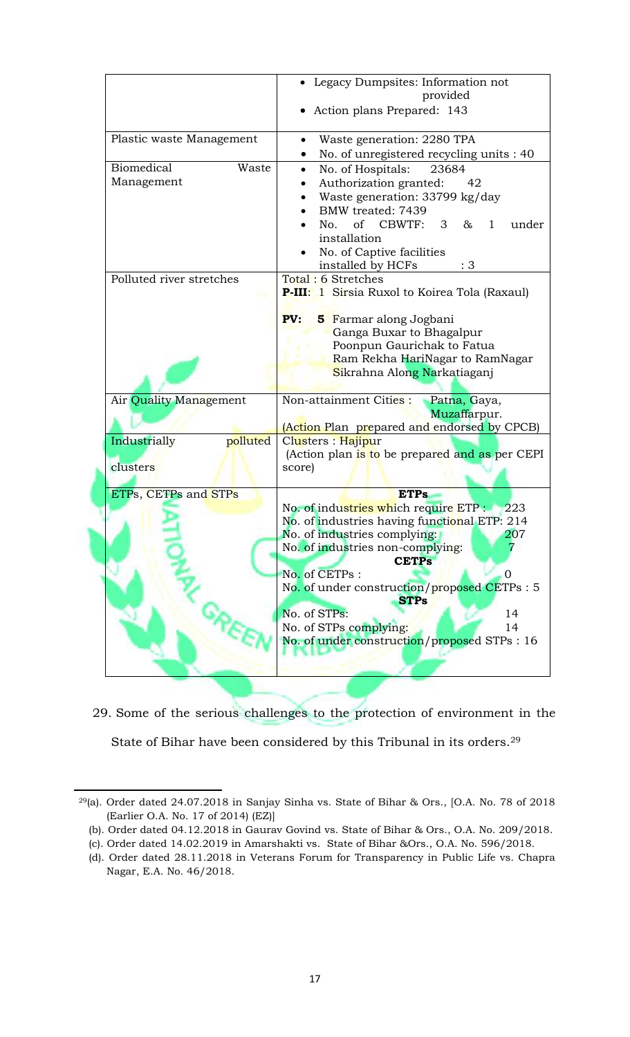| | |
|---|---|
| | • Legacy Dumpsites: Information not provided<br>• Action plans Prepared: 143 |
| Plastic waste Management | • Waste generation: 2280 TPA<br>• No. of unregistered recycling units : 40 |
| Biomedical Waste Management | • No. of Hospitals: 23684<br>• Authorization granted: 42<br>• Waste generation: 33799 kg/day<br>• BMW treated: 7439<br>• No. of CBWTF: 3 & 1 under installation<br>• No. of Captive facilities installed by HCFs : 3 |
| Polluted river stretches | Total : 6 Stretches<br>**P-III**: 1 Sirsia Ruxol to Koirea Tola (Raxaul)<br><br>**PV: 5** Farmar along Jogbani<br>Ganga Buxar to Bhagalpur<br>Poonpun Gaurichak to Fatua<br>Ram Rekha HariNagar to RamNagar<br>Sikrahna Along Narkatiaganj |
| Air Quality Management | Non-attainment Cities : Patna, Gaya, Muzaffarpur.<br>(Action Plan prepared and endorsed by CPCB) |
| Industrially polluted clusters | Clusters : Hajipur<br>(Action plan is to be prepared and as per CEPI score) |
| ETPs, CETPs and STPs | **ETPs**<br>No. of industries which require ETP : 223<br>No. of industries having functional ETP: 214<br>No. of industries complying: 207<br>No. of industries non-complying: 7<br>**CETPs**<br>No. of CETPs : 0<br>No. of under construction/proposed CETPs : 5<br>**STPs**<br>No. of STPs: 14<br>No. of STPs complying: 14<br>No. of under construction/proposed STPs : 16 |

29. Some of the serious challenges to the protection of environment in the State of Bihar have been considered by this Tribunal in its orders.[29]

---

[29](a). Order dated 24.07.2018 in Sanjay Sinha vs. State of Bihar & Ors., [O.A. No. 78 of 2018 (Earlier O.A. No. 17 of 2014) (EZ)]

(b). Order dated 04.12.2018 in Gaurav Govind vs. State of Bihar & Ors., O.A. No. 209/2018.

(c). Order dated 14.02.2019 in Amarshakti vs. State of Bihar &Ors., O.A. No. 596/2018.

(d). Order dated 28.11.2018 in Veterans Forum for Transparency in Public Life vs. Chapra Nagar, E.A. No. 46/2018.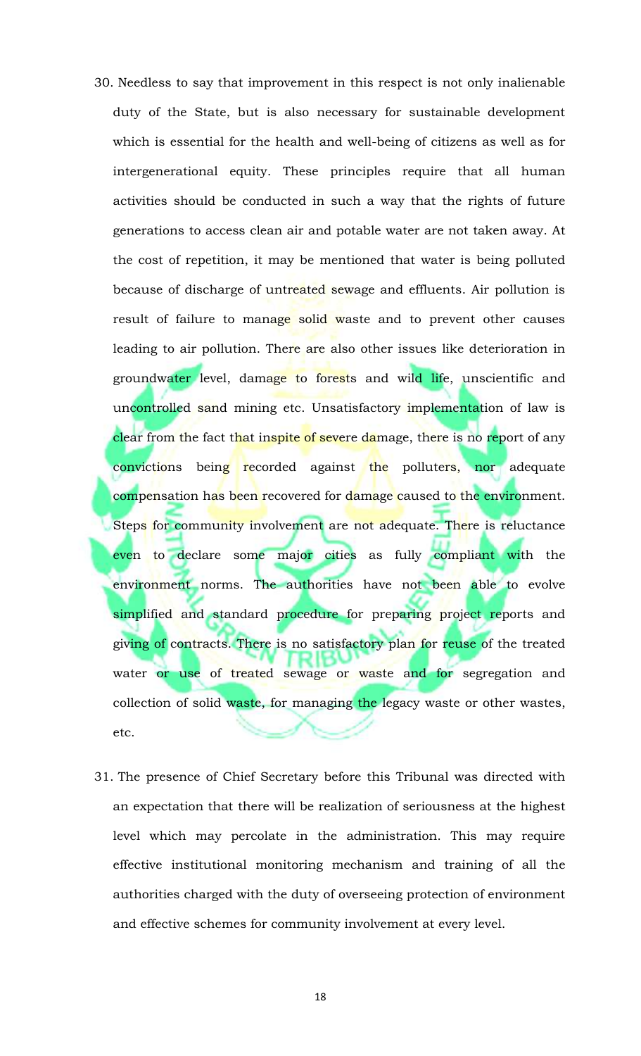30. Needless to say that improvement in this respect is not only inalienable duty of the State, but is also necessary for sustainable development which is essential for the health and well-being of citizens as well as for intergenerational equity. These principles require that all human activities should be conducted in such a way that the rights of future generations to access clean air and potable water are not taken away. At the cost of repetition, it may be mentioned that water is being polluted because of discharge of untreated sewage and effluents. Air pollution is result of failure to manage solid waste and to prevent other causes leading to air pollution. There are also other issues like deterioration in groundwater level, damage to forests and wild life, unscientific and uncontrolled sand mining etc. Unsatisfactory implementation of law is clear from the fact that inspite of severe damage, there is no report of any convictions being recorded against the polluters, nor adequate compensation has been recovered for damage caused to the environment. Steps for community involvement are not adequate. There is reluctance even to declare some major cities as fully compliant with the environment norms. The authorities have not been able to evolve simplified and standard procedure for preparing project reports and giving of contracts. There is no satisfactory plan for reuse of the treated water or use of treated sewage or waste and for segregation and collection of solid waste, for managing the legacy waste or other wastes, etc.

31. The presence of Chief Secretary before this Tribunal was directed with an expectation that there will be realization of seriousness at the highest level which may percolate in the administration. This may require effective institutional monitoring mechanism and training of all the authorities charged with the duty of overseeing protection of environment and effective schemes for community involvement at every level.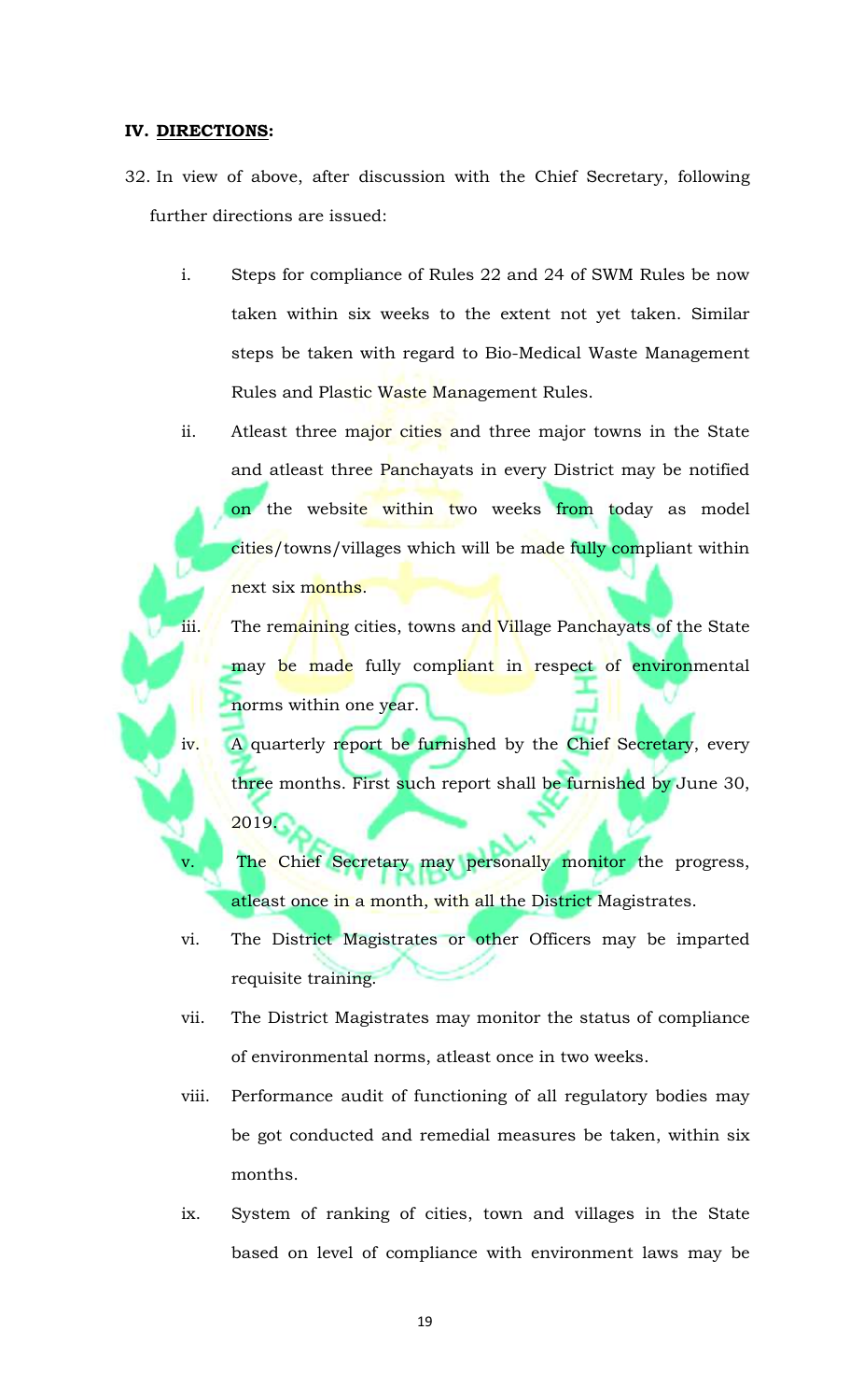**IV. DIRECTIONS:**

32. In view of above, after discussion with the Chief Secretary, following further directions are issued:

    i. Steps for compliance of Rules 22 and 24 of SWM Rules be now taken within six weeks to the extent not yet taken. Similar steps be taken with regard to Bio-Medical Waste Management Rules and Plastic Waste Management Rules.

    ii. Atleast three major cities and three major towns in the State and atleast three Panchayats in every District may be notified on the website within two weeks from today as model cities/towns/villages which will be made fully compliant within next six months.

    iii. The remaining cities, towns and Village Panchayats of the State may be made fully compliant in respect of environmental norms within one year.

    iv. A quarterly report be furnished by the Chief Secretary, every three months. First such report shall be furnished by June 30, 2019.

    v. The Chief Secretary may personally monitor the progress, atleast once in a month, with all the District Magistrates.

    vi. The District Magistrates or other Officers may be imparted requisite training.

    vii. The District Magistrates may monitor the status of compliance of environmental norms, atleast once in two weeks.

    viii. Performance audit of functioning of all regulatory bodies may be got conducted and remedial measures be taken, within six months.

    ix. System of ranking of cities, town and villages in the State based on level of compliance with environment laws may be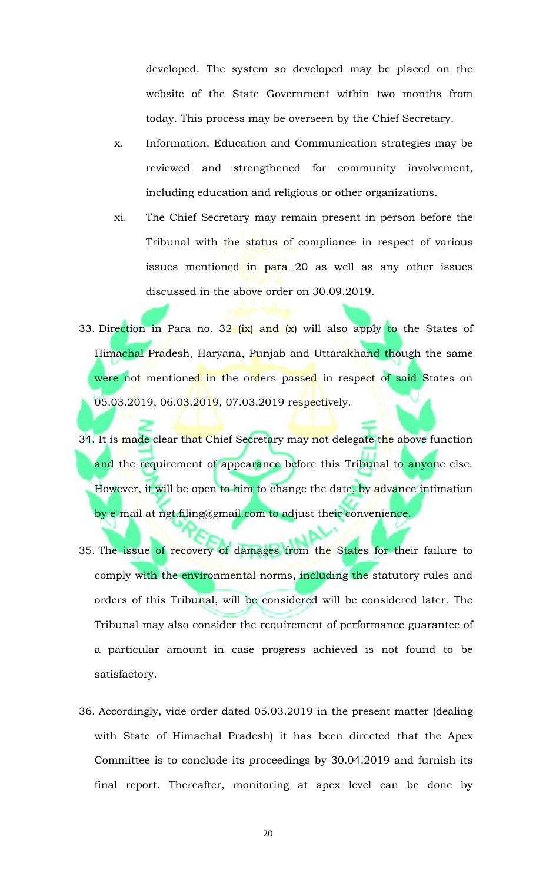developed. The system so developed may be placed on the website of the State Government within two months from today. This process may be overseen by the Chief Secretary.

x. Information, Education and Communication strategies may be reviewed and strengthened for community involvement, including education and religious or other organizations.

xi. The Chief Secretary may remain present in person before the Tribunal with the status of compliance in respect of various issues mentioned in para 20 as well as any other issues discussed in the above order on 30.09.2019.

33. Direction in Para no. 32 (ix) and (x) will also apply to the States of Himachal Pradesh, Haryana, Punjab and Uttarakhand though the same were not mentioned in the orders passed in respect of said States on 05.03.2019, 06.03.2019, 07.03.2019 respectively.

34. It is made clear that Chief Secretary may not delegate the above function and the requirement of appearance before this Tribunal to anyone else. However, it will be open to him to change the date, by advance intimation by e-mail at ngt.filing@gmail.com to adjust their convenience.

35. The issue of recovery of damages from the States for their failure to comply with the environmental norms, including the statutory rules and orders of this Tribunal, will be considered will be considered later. The Tribunal may also consider the requirement of performance guarantee of a particular amount in case progress achieved is not found to be satisfactory.

36. Accordingly, vide order dated 05.03.2019 in the present matter (dealing with State of Himachal Pradesh) it has been directed that the Apex Committee is to conclude its proceedings by 30.04.2019 and furnish its final report. Thereafter, monitoring at apex level can be done by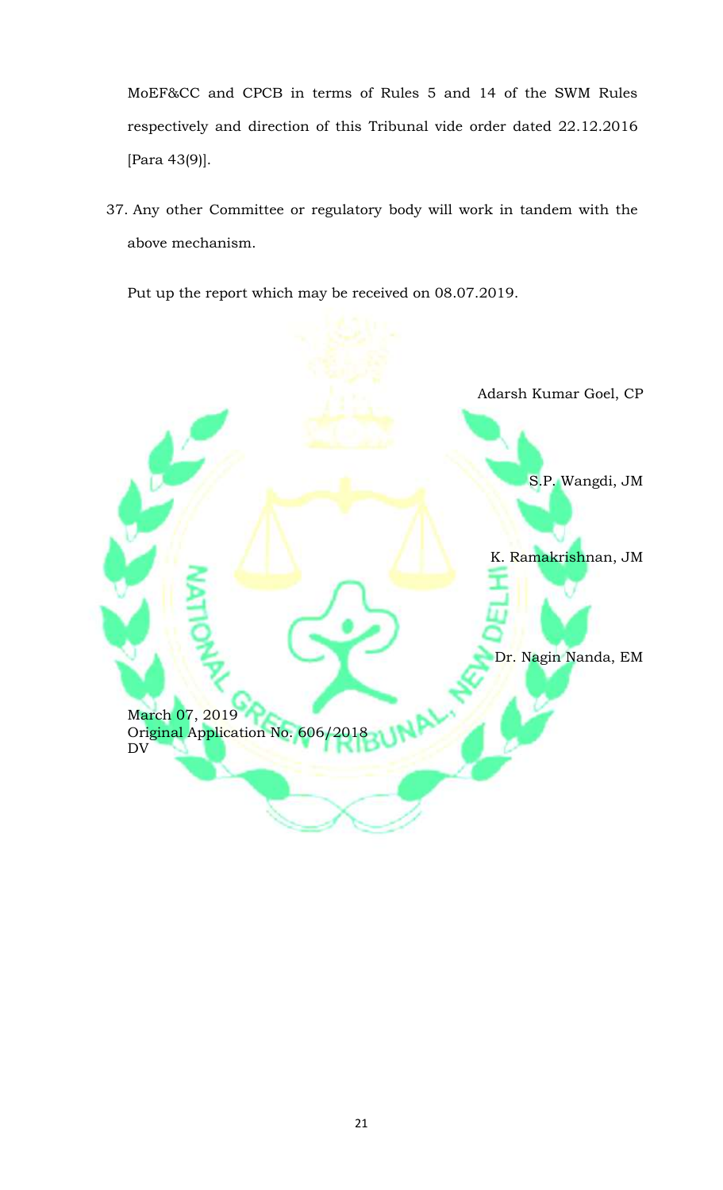MoEF&CC and CPCB in terms of Rules 5 and 14 of the SWM Rules respectively and direction of this Tribunal vide order dated 22.12.2016 [Para 43(9)].

37. Any other Committee or regulatory body will work in tandem with the above mechanism.

Put up the report which may be received on 08.07.2019.

Adarsh Kumar Goel, CP

S.P. Wangdi, JM

K. Ramakrishnan, JM

Dr. Nagin Nanda, EM

March 07, 2019
Original Application No. 606/2018
DV